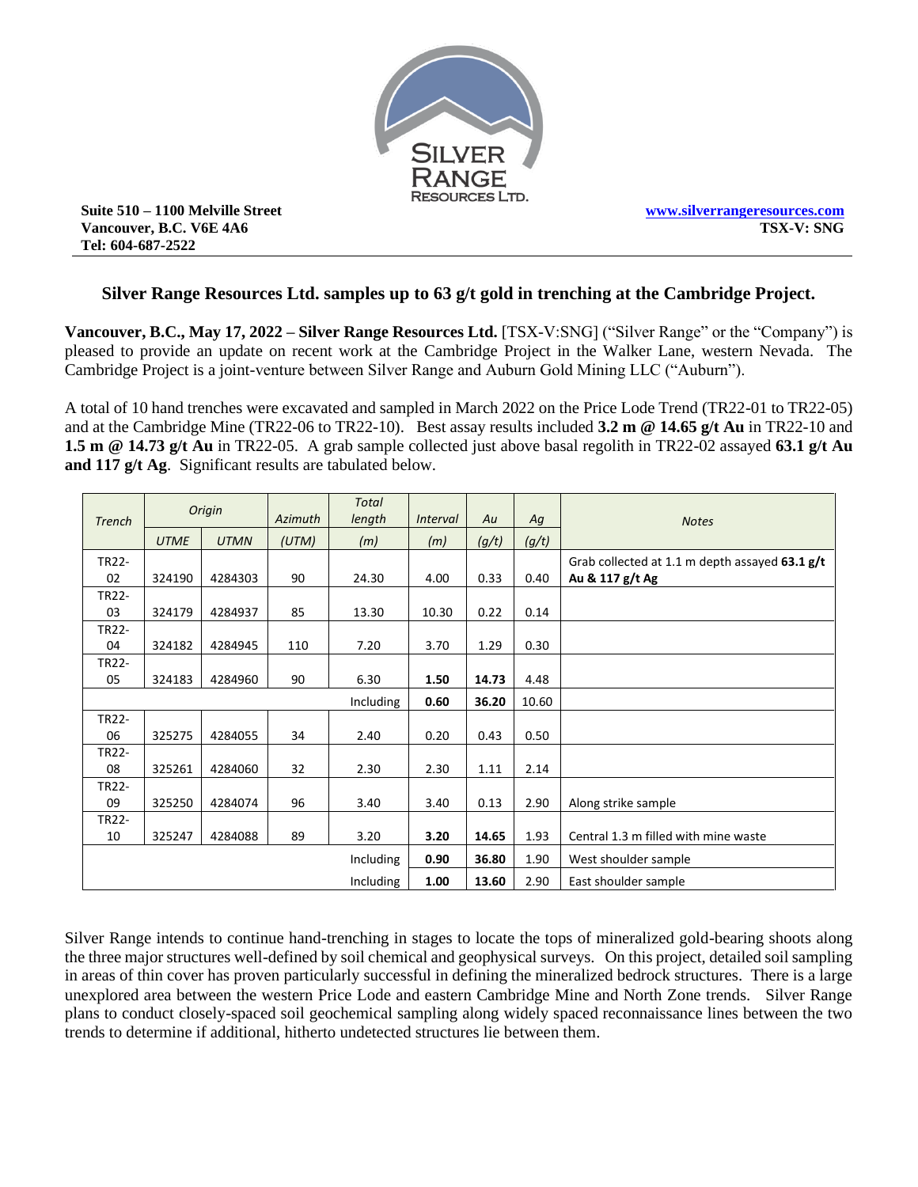Suite 510 – 1100 Melville Street
Vancouver, B.C. V6E 4A6
Tel: 604-687-2522

www.silverrangeresources.com
TSX-V: SNG

## Silver Range Resources Ltd. samples up to 63 g/t gold in trenching at the Cambridge Project.

**Vancouver, B.C., May 17, 2022 – Silver Range Resources Ltd.** [TSX-V:SNG] ("Silver Range" or the "Company") is pleased to provide an update on recent work at the Cambridge Project in the Walker Lane, western Nevada. The Cambridge Project is a joint-venture between Silver Range and Auburn Gold Mining LLC ("Auburn").

A total of 10 hand trenches were excavated and sampled in March 2022 on the Price Lode Trend (TR22-01 to TR22-05) and at the Cambridge Mine (TR22-06 to TR22-10). Best assay results included **3.2 m @ 14.65 g/t Au** in TR22-10 and **1.5 m @ 14.73 g/t Au** in TR22-05. A grab sample collected just above basal regolith in TR22-02 assayed **63.1 g/t Au and 117 g/t Ag**. Significant results are tabulated below.

| *Trench* | *Origin* | | *Azimuth* | *Total length* | *Interval* | *Au* | *Ag* | *Notes* |
|---|---|---|---|---|---|---|---|---|
| | *UTME* | *UTMN* | *(UTM)* | *(m)* | *(m)* | *(g/t)* | *(g/t)* | |
| TR22-02 | 324190 | 4284303 | 90 | 24.30 | 4.00 | 0.33 | 0.40 | Grab collected at 1.1 m depth assayed **63.1 g/t Au & 117 g/t Ag** |
| TR22-03 | 324179 | 4284937 | 85 | 13.30 | 10.30 | 0.22 | 0.14 | |
| TR22-04 | 324182 | 4284945 | 110 | 7.20 | 3.70 | 1.29 | 0.30 | |
| TR22-05 | 324183 | 4284960 | 90 | 6.30 | **1.50** | **14.73** | 4.48 | |
| | | | | Including | **0.60** | **36.20** | 10.60 | |
| TR22-06 | 325275 | 4284055 | 34 | 2.40 | 0.20 | 0.43 | 0.50 | |
| TR22-08 | 325261 | 4284060 | 32 | 2.30 | 2.30 | 1.11 | 2.14 | |
| TR22-09 | 325250 | 4284074 | 96 | 3.40 | 3.40 | 0.13 | 2.90 | Along strike sample |
| TR22-10 | 325247 | 4284088 | 89 | 3.20 | **3.20** | **14.65** | 1.93 | Central 1.3 m filled with mine waste |
| | | | | Including | **0.90** | **36.80** | 1.90 | West shoulder sample |
| | | | | Including | **1.00** | **13.60** | 2.90 | East shoulder sample |

Silver Range intends to continue hand-trenching in stages to locate the tops of mineralized gold-bearing shoots along the three major structures well-defined by soil chemical and geophysical surveys. On this project, detailed soil sampling in areas of thin cover has proven particularly successful in defining the mineralized bedrock structures. There is a large unexplored area between the western Price Lode and eastern Cambridge Mine and North Zone trends. Silver Range plans to conduct closely-spaced soil geochemical sampling along widely spaced reconnaissance lines between the two trends to determine if additional, hitherto undetected structures lie between them.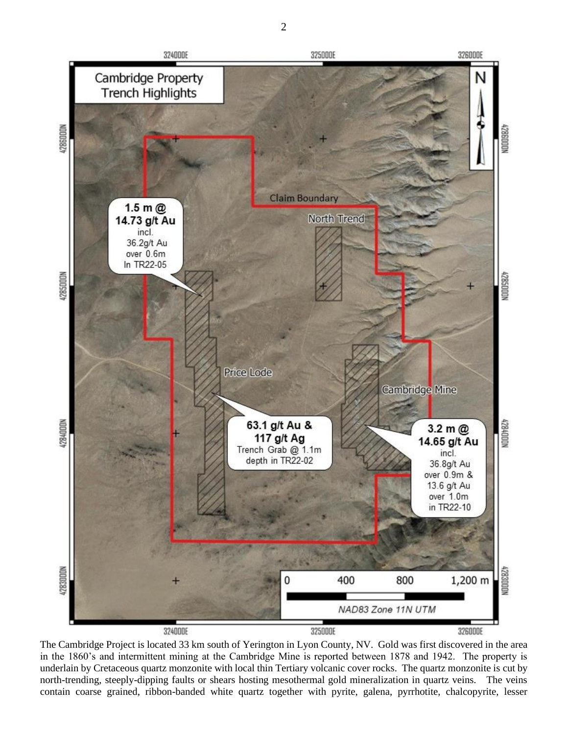The Cambridge Project is located 33 km south of Yerington in Lyon County, NV. Gold was first discovered in the area in the 1860's and intermittent mining at the Cambridge Mine is reported between 1878 and 1942. The property is underlain by Cretaceous quartz monzonite with local thin Tertiary volcanic cover rocks. The quartz monzonite is cut by north-trending, steeply-dipping faults or shears hosting mesothermal gold mineralization in quartz veins. The veins contain coarse grained, ribbon-banded white quartz together with pyrite, galena, pyrrhotite, chalcopyrite, lesser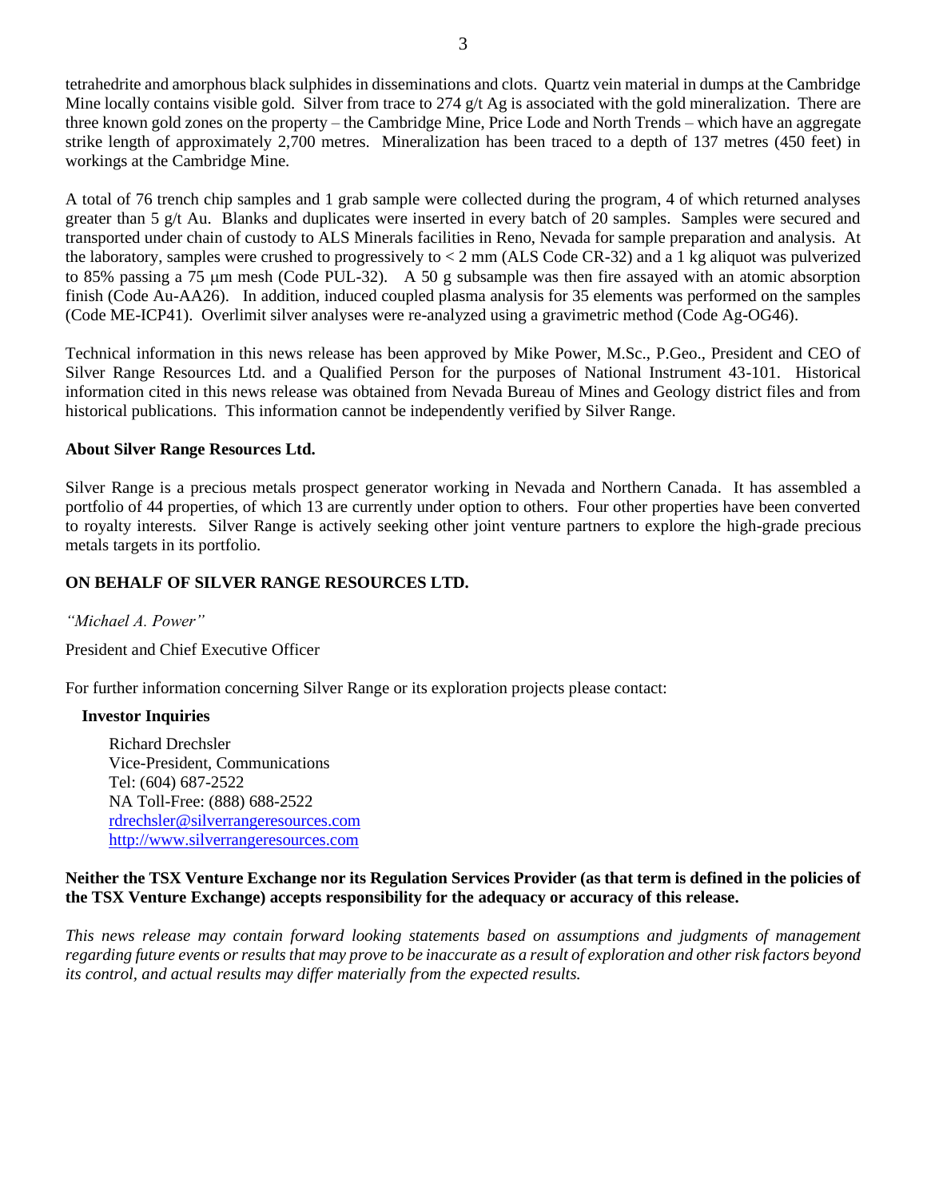tetrahedrite and amorphous black sulphides in disseminations and clots. Quartz vein material in dumps at the Cambridge Mine locally contains visible gold. Silver from trace to 274 g/t Ag is associated with the gold mineralization. There are three known gold zones on the property – the Cambridge Mine, Price Lode and North Trends – which have an aggregate strike length of approximately 2,700 metres. Mineralization has been traced to a depth of 137 metres (450 feet) in workings at the Cambridge Mine.

A total of 76 trench chip samples and 1 grab sample were collected during the program, 4 of which returned analyses greater than 5 g/t Au. Blanks and duplicates were inserted in every batch of 20 samples. Samples were secured and transported under chain of custody to ALS Minerals facilities in Reno, Nevada for sample preparation and analysis. At the laboratory, samples were crushed to progressively to < 2 mm (ALS Code CR-32) and a 1 kg aliquot was pulverized to 85% passing a 75 µm mesh (Code PUL-32). A 50 g subsample was then fire assayed with an atomic absorption finish (Code Au-AA26). In addition, induced coupled plasma analysis for 35 elements was performed on the samples (Code ME-ICP41). Overlimit silver analyses were re-analyzed using a gravimetric method (Code Ag-OG46).

Technical information in this news release has been approved by Mike Power, M.Sc., P.Geo., President and CEO of Silver Range Resources Ltd. and a Qualified Person for the purposes of National Instrument 43-101. Historical information cited in this news release was obtained from Nevada Bureau of Mines and Geology district files and from historical publications. This information cannot be independently verified by Silver Range.

**About Silver Range Resources Ltd.**

Silver Range is a precious metals prospect generator working in Nevada and Northern Canada. It has assembled a portfolio of 44 properties, of which 13 are currently under option to others. Four other properties have been converted to royalty interests. Silver Range is actively seeking other joint venture partners to explore the high-grade precious metals targets in its portfolio.

**ON BEHALF OF SILVER RANGE RESOURCES LTD.**

*"Michael A. Power"*

President and Chief Executive Officer

For further information concerning Silver Range or its exploration projects please contact:

**Investor Inquiries**

Richard Drechsler
Vice-President, Communications
Tel: (604) 687-2522
NA Toll-Free: (888) 688-2522
rdrechsler@silverrangeresources.com
http://www.silverrangeresources.com

**Neither the TSX Venture Exchange nor its Regulation Services Provider (as that term is defined in the policies of the TSX Venture Exchange) accepts responsibility for the adequacy or accuracy of this release.**

*This news release may contain forward looking statements based on assumptions and judgments of management regarding future events or results that may prove to be inaccurate as a result of exploration and other risk factors beyond its control, and actual results may differ materially from the expected results.*